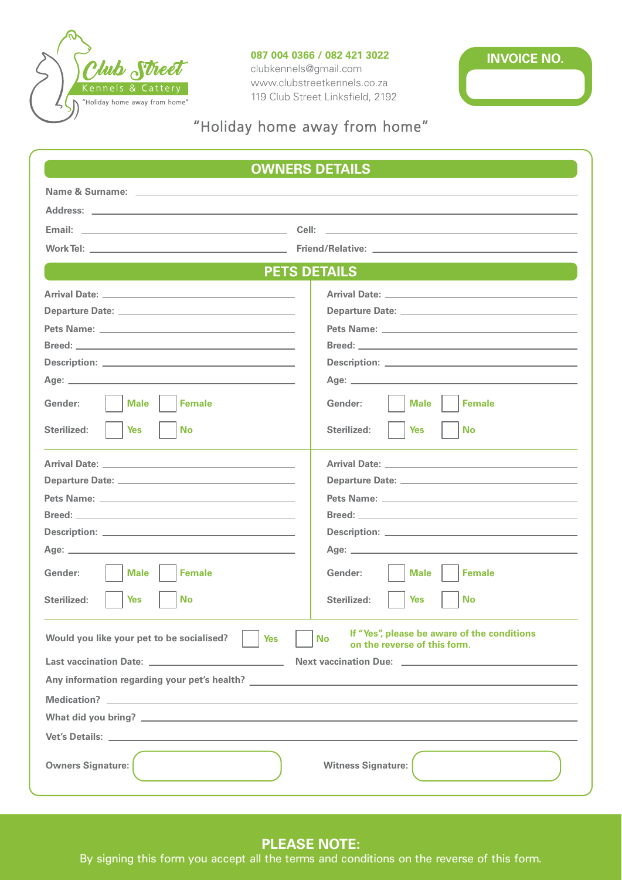**Club Street**
Kennels & Cattery
"Holiday home away from home"

**087 004 0366 / 082 421 3022**
clubkennels@gmail.com
www.clubstreetkennels.co.za
119 Club Street Linksfield, 2192

**INVOICE NO.**

"Holiday home away from home"

## OWNERS DETAILS

**Name & Surname:** ______________________________

**Address:** ______________________________

**Email:** ______________________________ **Cell:** ______________________________

**Work Tel:** ______________________________ **Friend/Relative:** ______________________________

## PETS DETAILS

**Arrival Date:** ______________________________

**Departure Date:** ______________________________

**Pets Name:** ______________________________

**Breed:** ______________________________

**Description:** ______________________________

**Age:** ______________________________

**Gender:** ☐ Male ☐ Female

**Sterilized:** ☐ Yes ☐ No

---

**Arrival Date:** ______________________________

**Departure Date:** ______________________________

**Pets Name:** ______________________________

**Breed:** ______________________________

**Description:** ______________________________

**Age:** ______________________________

**Gender:** ☐ Male ☐ Female

**Sterilized:** ☐ Yes ☐ No

---

**Arrival Date:** ______________________________

**Departure Date:** ______________________________

**Pets Name:** ______________________________

**Breed:** ______________________________

**Description:** ______________________________

**Age:** ______________________________

**Gender:** ☐ Male ☐ Female

**Sterilized:** ☐ Yes ☐ No

---

**Arrival Date:** ______________________________

**Departure Date:** ______________________________

**Pets Name:** ______________________________

**Breed:** ______________________________

**Description:** ______________________________

**Age:** ______________________________

**Gender:** ☐ Male ☐ Female

**Sterilized:** ☐ Yes ☐ No

---

**Would you like your pet to be socialised?** ☐ Yes ☐ No

**If "Yes", please be aware of the conditions on the reverse of this form.**

**Last vaccination Date:** ______________________________ **Next vaccination Due:** ______________________________

**Any information regarding your pet's health?** ______________________________

**Medication?** ______________________________

**What did you bring?** ______________________________

**Vet's Details:** ______________________________

**Owners Signature:** ______________________________ **Witness Signature:** ______________________________

**PLEASE NOTE:**
By signing this form you accept all the terms and conditions on the reverse of this form.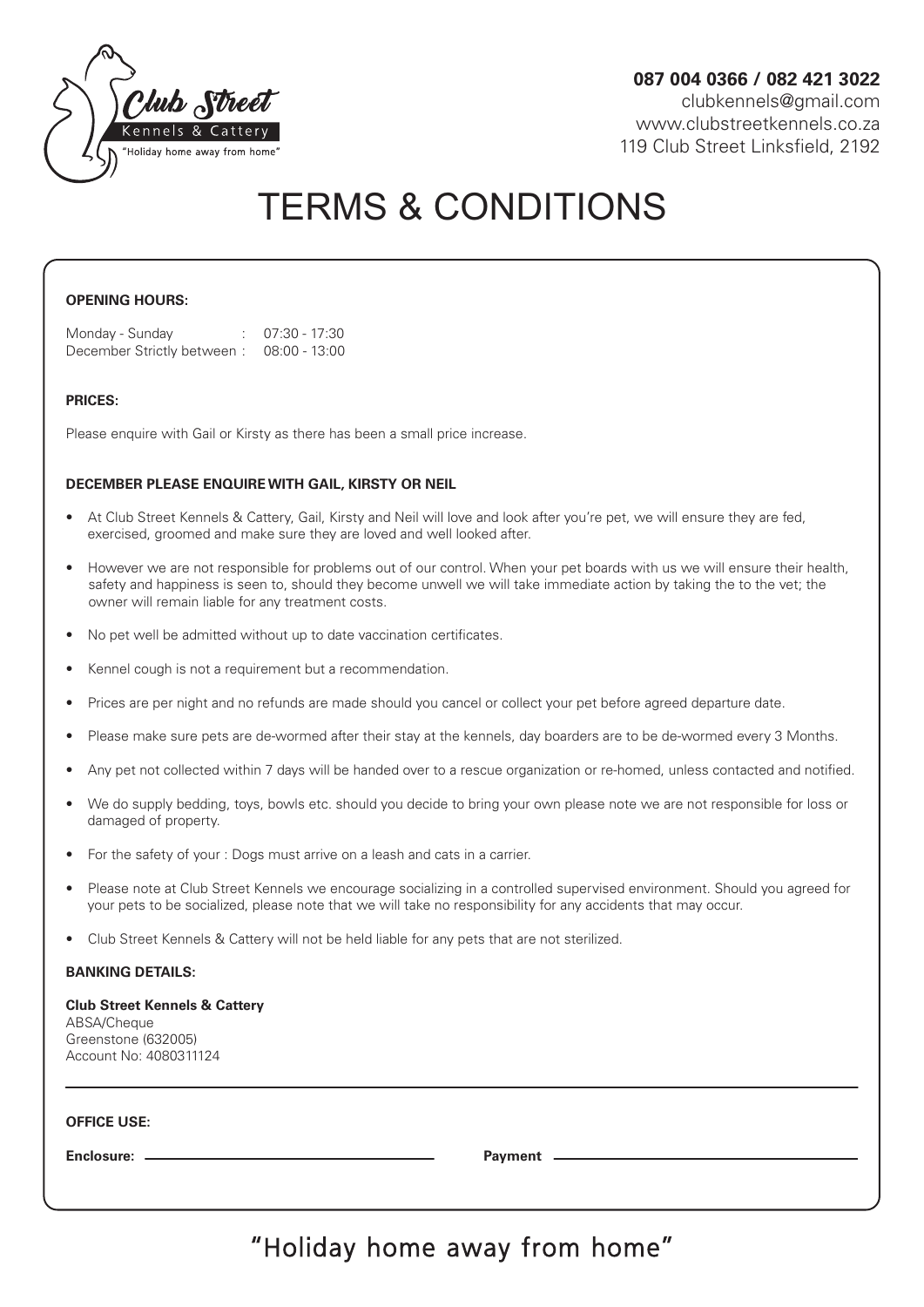Club Street Kennels & Cattery
"Holiday home away from home"

**087 004 0366 / 082 421 3022**
clubkennels@gmail.com
www.clubstreetkennels.co.za
119 Club Street Linksfield, 2192

# TERMS & CONDITIONS

**OPENING HOURS:**

| | | |
|---|---|---|
| Monday - Sunday | : | 07:30 - 17:30 |
| December Strictly between | : | 08:00 - 13:00 |

**PRICES:**

Please enquire with Gail or Kirsty as there has been a small price increase.

**DECEMBER PLEASE ENQUIRE WITH GAIL, KIRSTY OR NEIL**

- At Club Street Kennels & Cattery, Gail, Kirsty and Neil will love and look after you're pet, we will ensure they are fed, exercised, groomed and make sure they are loved and well looked after.
- However we are not responsible for problems out of our control. When your pet boards with us we will ensure their health, safety and happiness is seen to, should they become unwell we will take immediate action by taking the to the vet; the owner will remain liable for any treatment costs.
- No pet well be admitted without up to date vaccination certificates.
- Kennel cough is not a requirement but a recommendation.
- Prices are per night and no refunds are made should you cancel or collect your pet before agreed departure date.
- Please make sure pets are de-wormed after their stay at the kennels, day boarders are to be de-wormed every 3 Months.
- Any pet not collected within 7 days will be handed over to a rescue organization or re-homed, unless contacted and notified.
- We do supply bedding, toys, bowls etc. should you decide to bring your own please note we are not responsible for loss or damaged of property.
- For the safety of your : Dogs must arrive on a leash and cats in a carrier.
- Please note at Club Street Kennels we encourage socializing in a controlled supervised environment. Should you agreed for your pets to be socialized, please note that we will take no responsibility for any accidents that may occur.
- Club Street Kennels & Cattery will not be held liable for any pets that are not sterilized.

**BANKING DETAILS:**

**Club Street Kennels & Cattery**
ABSA/Cheque
Greenstone (632005)
Account No: 4080311124

**OFFICE USE:**

**Enclosure:** ______________________ **Payment** ______________________

"Holiday home away from home"